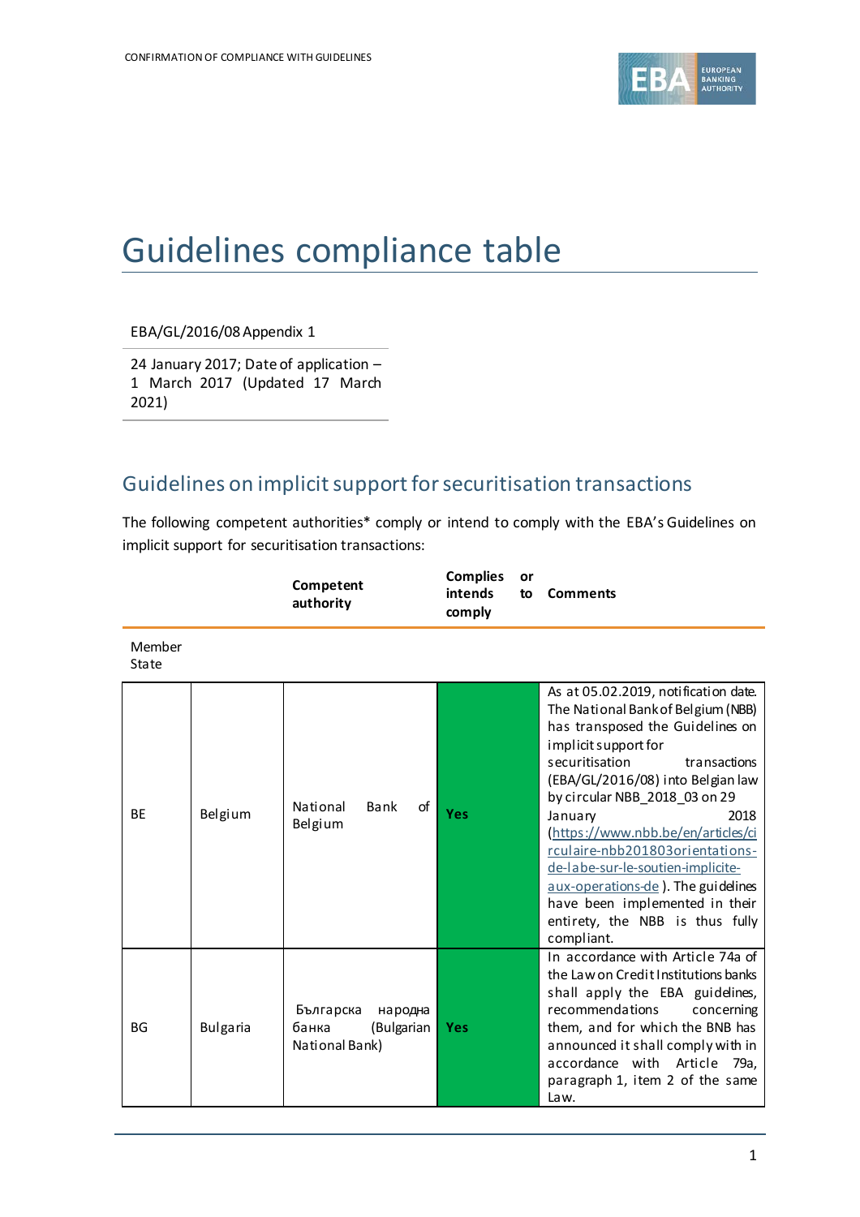# Guidelines compliance table

EBA/GL/2016/08 Appendix 1

24 January 2017; Date of application – 1 March 2017 (Updated 17 March 2021)

## Guidelines on implicit support for securitisation transactions

The following competent authorities* comply or intend to comply with the EBA's Guidelines on implicit support for securitisation transactions:

| Member State | | Competent authority | Complies or intends to comply | Comments |
|---|---|---|---|---|
| BE | Belgium | National Bank of Belgium | Yes | As at 05.02.2019, notification date. The National Bank of Belgium (NBB) has transposed the Guidelines on implicit support for securitisation transactions (EBA/GL/2016/08) into Belgian law by circular NBB_2018_03 on 29 January 2018 ([https://www.nbb.be/en/articles/circulaire-nbb201803orientations-de-labe-sur-le-soutien-implicite-aux-operations-de](https://www.nbb.be/en/articles/circulaire-nbb201803orientations-de-labe-sur-le-soutien-implicite-aux-operations-de) ). The guidelines have been implemented in their entirety, the NBB is thus fully compliant. |
| BG | Bulgaria | Българска народна банка (Bulgarian National Bank) | Yes | In accordance with Article 74a of the Law on Credit Institutions banks shall apply the EBA guidelines, recommendations concerning them, and for which the BNB has announced it shall comply with in accordance with Article 79a, paragraph 1, item 2 of the same Law. |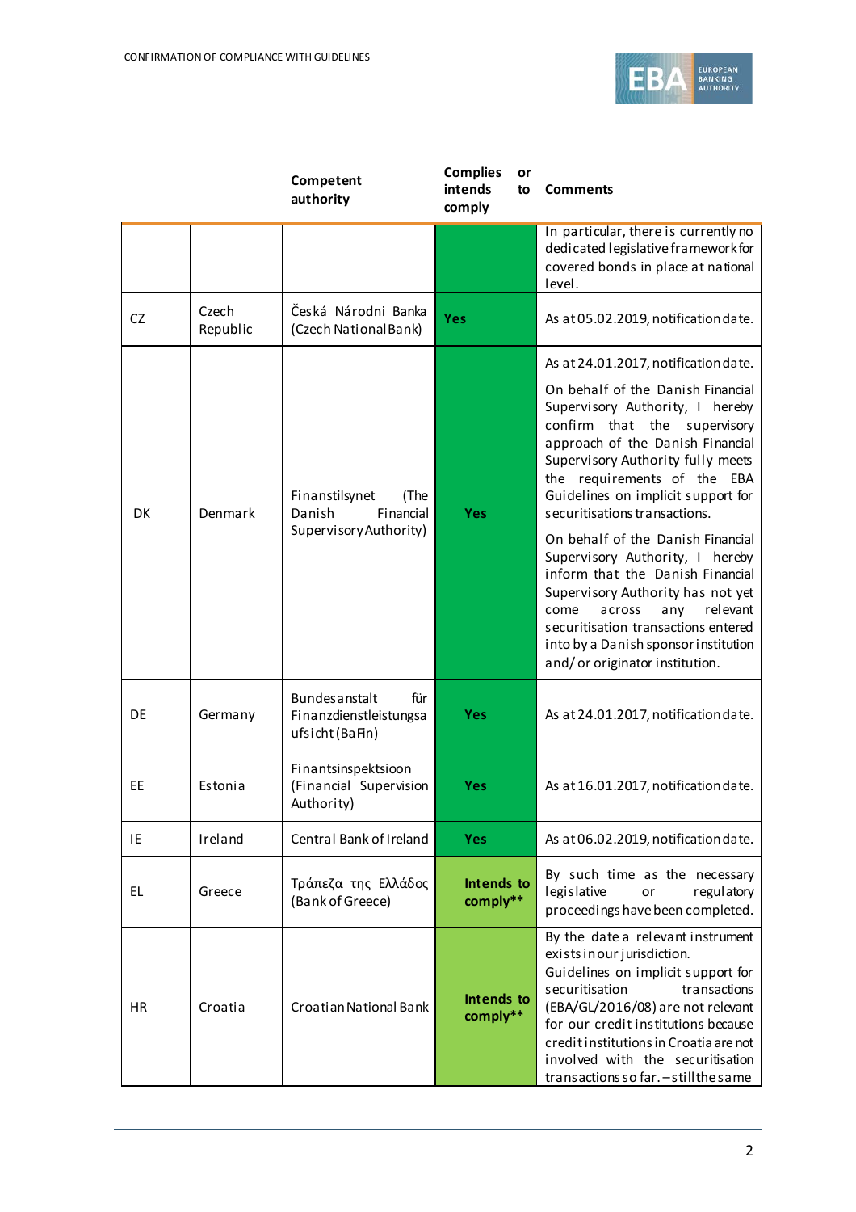| | | Competent authority | Complies or intends to comply | Comments |
|---|---|---|---|---|
| | | | | In particular, there is currently no dedicated legislative framework for covered bonds in place at national level. |
| CZ | Czech Republic | Česká Národni Banka (Czech National Bank) | Yes | As at 05.02.2019, notification date. |
| DK | Denmark | Finanstilsynet (The Danish Financial Supervisory Authority) | Yes | As at 24.01.2017, notification date.<br><br>On behalf of the Danish Financial Supervisory Authority, I hereby confirm that the supervisory approach of the Danish Financial Supervisory Authority fully meets the requirements of the EBA Guidelines on implicit support for securitisations transactions.<br><br>On behalf of the Danish Financial Supervisory Authority, I hereby inform that the Danish Financial Supervisory Authority has not yet come across any relevant securitisation transactions entered into by a Danish sponsor institution and/or originator institution. |
| DE | Germany | Bundesanstalt für Finanzdienstleistungsaufsicht (BaFin) | Yes | As at 24.01.2017, notification date. |
| EE | Estonia | Finantsinspektsioon (Financial Supervision Authority) | Yes | As at 16.01.2017, notification date. |
| IE | Ireland | Central Bank of Ireland | Yes | As at 06.02.2019, notification date. |
| EL | Greece | Τράπεζα της Ελλάδος (Bank of Greece) | Intends to comply** | By such time as the necessary legislative or regulatory proceedings have been completed. |
| HR | Croatia | Croatian National Bank | Intends to comply** | By the date a relevant instrument exists in our jurisdiction.<br>Guidelines on implicit support for securitisation transactions (EBA/GL/2016/08) are not relevant for our credit institutions because credit institutions in Croatia are not involved with the securitisation transactions so far. – still the same |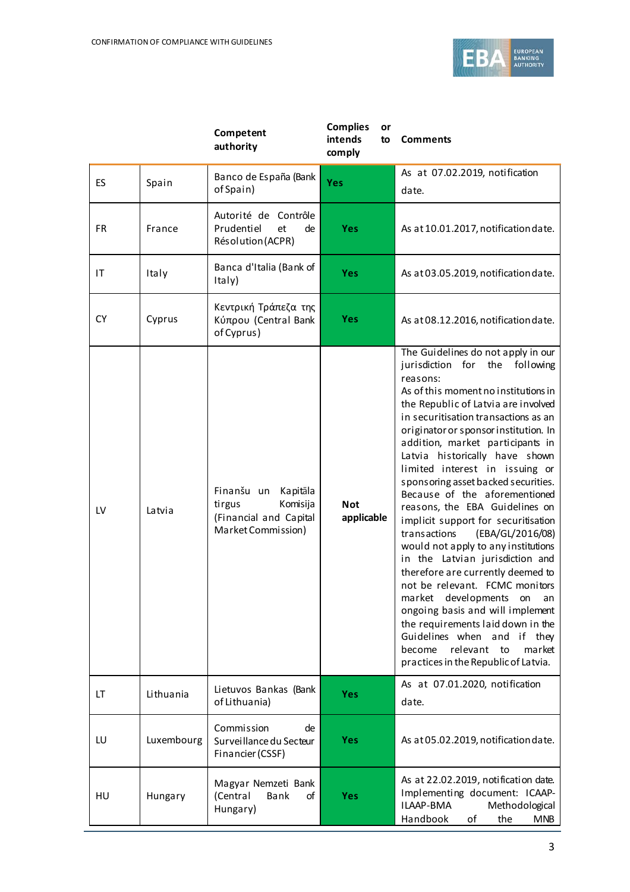| | | Competent authority | Complies or intends to comply | Comments |
|---|---|---|---|---|
| ES | Spain | Banco de España (Bank of Spain) | Yes | As at 07.02.2019, notification date. |
| FR | France | Autorité de Contrôle Prudentiel et de Résolution (ACPR) | Yes | As at 10.01.2017, notification date. |
| IT | Italy | Banca d'Italia (Bank of Italy) | Yes | As at 03.05.2019, notification date. |
| CY | Cyprus | Κεντρική Τράπεζα της Κύπρου (Central Bank of Cyprus) | Yes | As at 08.12.2016, notification date. |
| LV | Latvia | Finanšu un Kapitāla tirgus Komisija (Financial and Capital Market Commission) | Not applicable | The Guidelines do not apply in our jurisdiction for the following reasons: As of this moment no institutions in the Republic of Latvia are involved in securitisation transactions as an originator or sponsor institution. In addition, market participants in Latvia historically have shown limited interest in issuing or sponsoring asset backed securities. Because of the aforementioned reasons, the EBA Guidelines on implicit support for securitisation transactions (EBA/GL/2016/08) would not apply to any institutions in the Latvian jurisdiction and therefore are currently deemed to not be relevant. FCMC monitors market developments on an ongoing basis and will implement the requirements laid down in the Guidelines when and if they become relevant to market practices in the Republic of Latvia. |
| LT | Lithuania | Lietuvos Bankas (Bank of Lithuania) | Yes | As at 07.01.2020, notification date. |
| LU | Luxembourg | Commission de Surveillance du Secteur Financier (CSSF) | Yes | As at 05.02.2019, notification date. |
| HU | Hungary | Magyar Nemzeti Bank (Central Bank of Hungary) | Yes | As at 22.02.2019, notification date. Implementing document: ICAAP-ILAAP-BMA Methodological Handbook of the MNB |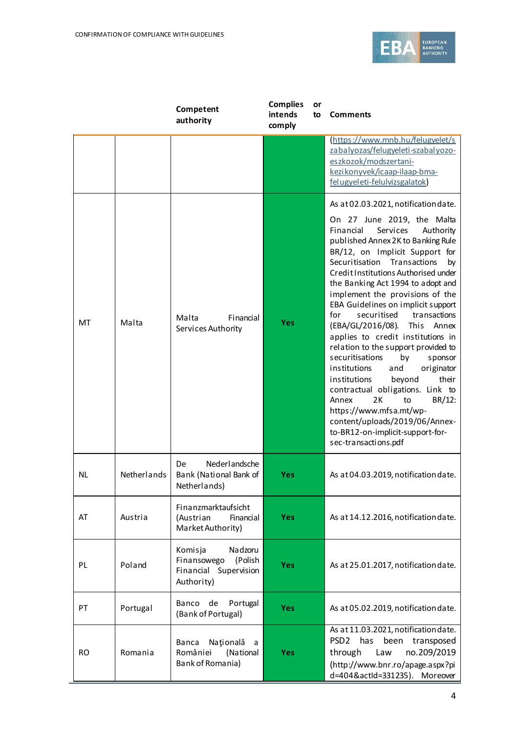| | | Competent authority | Complies or intends to comply | Comments |
|---|---|---|---|---|
| | | | | (https://www.mnb.hu/felugyelet/szabalyozas/felugyeleti-szabalyozo-eszkozok/modszertani-kezikonyvek/icaap-ilaap-bma-felugyeleti-felulvizsgalatok) |
| MT | Malta | Malta Financial Services Authority | Yes | As at 02.03.2021, notification date. On 27 June 2019, the Malta Financial Services Authority published Annex 2K to Banking Rule BR/12, on Implicit Support for Securitisation Transactions by Credit Institutions Authorised under the Banking Act 1994 to adopt and implement the provisions of the EBA Guidelines on implicit support for securitised transactions (EBA/GL/2016/08). This Annex applies to credit institutions in relation to the support provided to securitisations by sponsor institutions and originator institutions beyond their contractual obligations. Link to Annex 2K to BR/12: https://www.mfsa.mt/wp-content/uploads/2019/06/Annex-to-BR12-on-implicit-support-for-sec-transactions.pdf |
| NL | Netherlands | De Nederlandsche Bank (National Bank of Netherlands) | Yes | As at 04.03.2019, notification date. |
| AT | Austria | Finanzmarktaufsicht (Austrian Financial Market Authority) | Yes | As at 14.12.2016, notification date. |
| PL | Poland | Komisja Nadzoru Finansowego (Polish Financial Supervision Authority) | Yes | As at 25.01.2017, notification date. |
| PT | Portugal | Banco de Portugal (Bank of Portugal) | Yes | As at 05.02.2019, notification date. |
| RO | Romania | Banca Naţională a României (National Bank of Romania) | Yes | As at 11.03.2021, notification date. PSD2 has been transposed through Law no.209/2019 (http://www.bnr.ro/apage.aspx?pid=404&actId=331235). Moreover |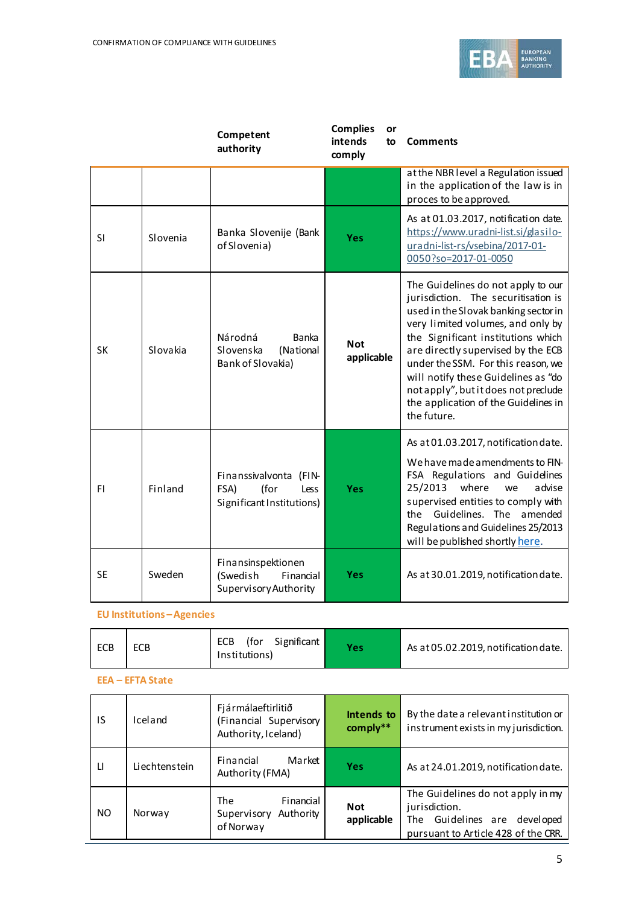| | | Competent authority | Complies or intends to comply | Comments |
|---|---|---|---|---|
| | | | | at the NBR level a Regulation issued in the application of the law is in proces to be approved. |
| SI | Slovenia | Banka Slovenije (Bank of Slovenia) | Yes | As at 01.03.2017, notification date. https://www.uradni-list.si/glasilo-uradni-list-rs/vsebina/2017-01-0050?so=2017-01-0050 |
| SK | Slovakia | Národná Banka Slovenska (National Bank of Slovakia) | Not applicable | The Guidelines do not apply to our jurisdiction. The securitisation is used in the Slovak banking sector in very limited volumes, and only by the Significant institutions which are directly supervised by the ECB under the SSM. For this reason, we will notify these Guidelines as "do not apply", but it does not preclude the application of the Guidelines in the future. |
| FI | Finland | Finanssivalvonta (FIN-FSA) (for Less Significant Institutions) | Yes | As at 01.03.2017, notification date. We have made amendments to FIN-FSA Regulations and Guidelines 25/2013 where we advise supervised entities to comply with the Guidelines. The amended Regulations and Guidelines 25/2013 will be published shortly here. |
| SE | Sweden | Finansinspektionen (Swedish Financial Supervisory Authority | Yes | As at 30.01.2019, notification date. |

**EU Institutions – Agencies**

| | | Competent authority | Complies or intends to comply | Comments |
|---|---|---|---|---|
| ECB | ECB | ECB (for Significant Institutions) | Yes | As at 05.02.2019, notification date. |

**EEA – EFTA State**

| | | Competent authority | Complies or intends to comply | Comments |
|---|---|---|---|---|
| IS | Iceland | Fjármálaeftirlitið (Financial Supervisory Authority, Iceland) | Intends to comply** | By the date a relevant institution or instrument exists in my jurisdiction. |
| LI | Liechtenstein | Financial Market Authority (FMA) | Yes | As at 24.01.2019, notification date. |
| NO | Norway | The Financial Supervisory Authority of Norway | Not applicable | The Guidelines do not apply in my jurisdiction. The Guidelines are developed pursuant to Article 428 of the CRR. |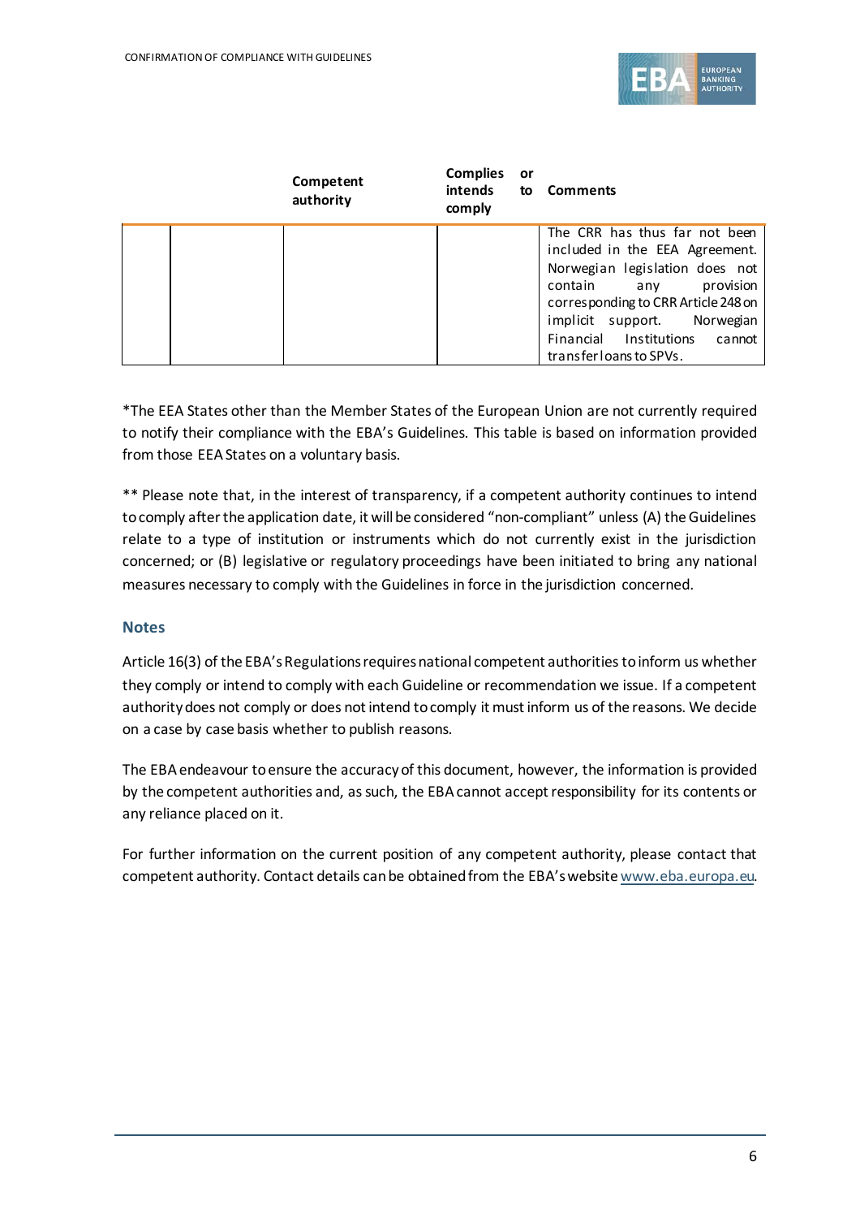| | | Competent authority | Complies or intends to comply | Comments |
|---|---|---|---|---|
| | | | | The CRR has thus far not been included in the EEA Agreement. Norwegian legislation does not contain any provision corresponding to CRR Article 248 on implicit support. Norwegian Financial Institutions cannot transfer loans to SPVs. |

*The EEA States other than the Member States of the European Union are not currently required to notify their compliance with the EBA's Guidelines. This table is based on information provided from those EEA States on a voluntary basis.

** Please note that, in the interest of transparency, if a competent authority continues to intend to comply after the application date, it will be considered "non-compliant" unless (A) the Guidelines relate to a type of institution or instruments which do not currently exist in the jurisdiction concerned; or (B) legislative or regulatory proceedings have been initiated to bring any national measures necessary to comply with the Guidelines in force in the jurisdiction concerned.

### Notes

Article 16(3) of the EBA's Regulations requires national competent authorities to inform us whether they comply or intend to comply with each Guideline or recommendation we issue. If a competent authority does not comply or does not intend to comply it must inform us of the reasons. We decide on a case by case basis whether to publish reasons.

The EBA endeavour to ensure the accuracy of this document, however, the information is provided by the competent authorities and, as such, the EBA cannot accept responsibility for its contents or any reliance placed on it.

For further information on the current position of any competent authority, please contact that competent authority. Contact details can be obtained from the EBA's website www.eba.europa.eu.